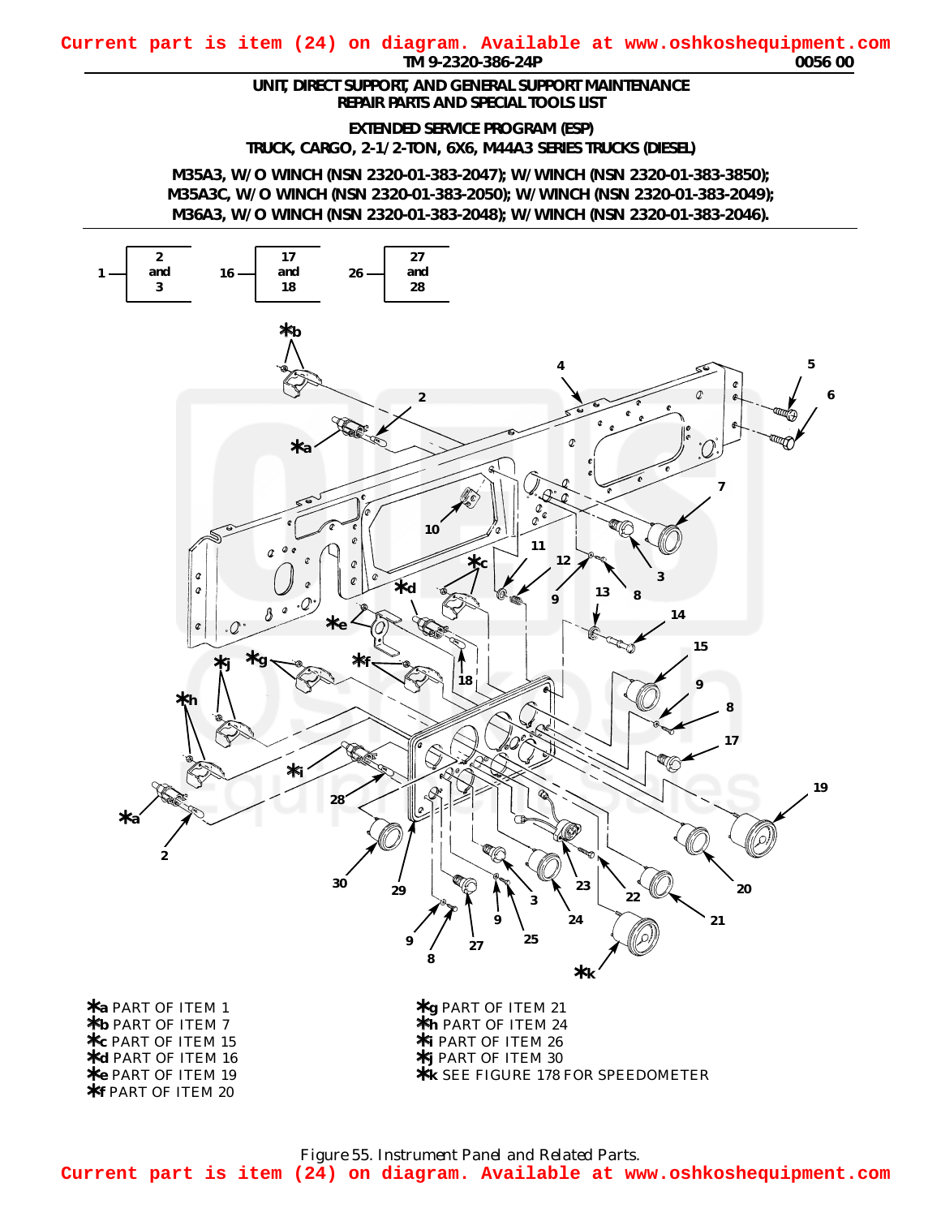Current part is item (24) on diagram. Available at www.oshkoshequipment.com

UNIT, DIRECT SUPPORT, AND GENERAL SUPPORT MAINTENANCE
REPAIR PARTS AND SPECIAL TOOLS LIST

EXTENDED SERVICE PROGRAM (ESP)
TRUCK, CARGO, 2-1/2-TON, 6X6, M44A3 SERIES TRUCKS (DIESEL)

M35A3, W/O WINCH (NSN 2320-01-383-2047); W/WINCH (NSN 2320-01-383-3850);
M35A3C, W/O WINCH (NSN 2320-01-383-2050); W/WINCH (NSN 2320-01-383-2049);
M36A3, W/O WINCH (NSN 2320-01-383-2048); W/WINCH (NSN 2320-01-383-2046).

1 — 2 and 3
16 — 17 and 18
26 — 27 and 28

*a PART OF ITEM 1
*b PART OF ITEM 7
*c PART OF ITEM 15
*d PART OF ITEM 16
*e PART OF ITEM 19
*f PART OF ITEM 20
*g PART OF ITEM 21
*h PART OF ITEM 24
*i PART OF ITEM 26
*j PART OF ITEM 30
*k SEE FIGURE 178 FOR SPEEDOMETER

Figure 55. Instrument Panel and Related Parts.

Current part is item (24) on diagram. Available at www.oshkoshequipment.com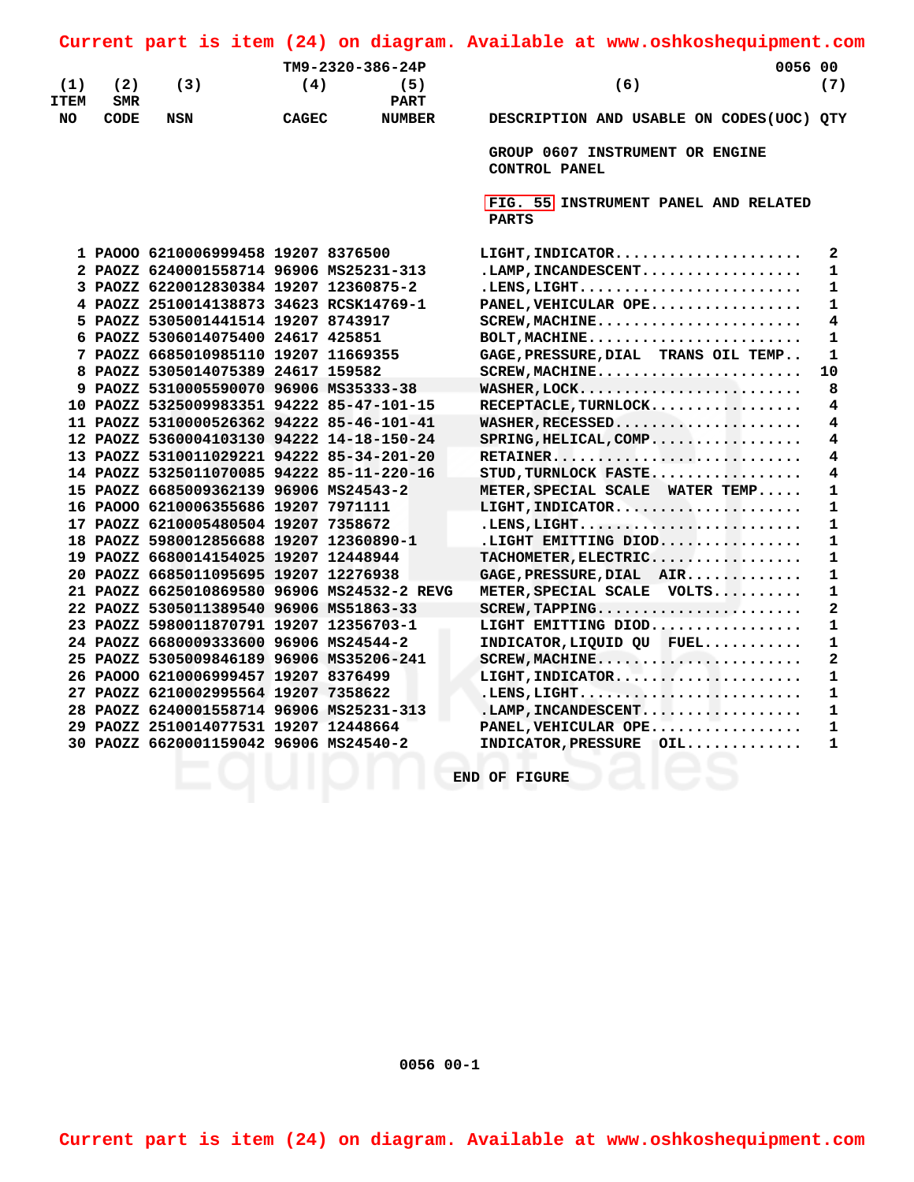Current part is item (24) on diagram. Available at www.oshkoshequipment.com

TM9-2320-386-24P

0056 00

| (1) ITEM NO | (2) SMR CODE | (3) NSN | (4) CAGEC | (5) PART NUMBER | (6) DESCRIPTION AND USABLE ON CODES(UOC) | (7) QTY |
|---|---|---|---|---|---|---|
| | | | | | GROUP 0607 INSTRUMENT OR ENGINE CONTROL PANEL | |
| | | | | | FIG. 55 INSTRUMENT PANEL AND RELATED PARTS | |
| 1 | PAOOO | 6210006999458 | 19207 | 8376500 | LIGHT,INDICATOR.................... | 2 |
| 2 | PAOZZ | 6240001558714 | 96906 | MS25231-313 | .LAMP,INCANDESCENT................. | 1 |
| 3 | PAOZZ | 6220012830384 | 19207 | 12360875-2 | .LENS,LIGHT........................ | 1 |
| 4 | PAOZZ | 2510014138873 | 34623 | RCSK14769-1 | PANEL,VEHICULAR OPE................ | 1 |
| 5 | PAOZZ | 5305001441514 | 19207 | 8743917 | SCREW,MACHINE...................... | 4 |
| 6 | PAOZZ | 5306014075400 | 24617 | 425851 | BOLT,MACHINE....................... | 1 |
| 7 | PAOZZ | 6685010985110 | 19207 | 11669355 | GAGE,PRESSURE,DIAL  TRANS OIL TEMP.. | 1 |
| 8 | PAOZZ | 5305014075389 | 24617 | 159582 | SCREW,MACHINE...................... | 10 |
| 9 | PAOZZ | 5310005590070 | 96906 | MS35333-38 | WASHER,LOCK........................ | 8 |
| 10 | PAOZZ | 5325009983351 | 94222 | 85-47-101-15 | RECEPTACLE,TURNLOCK................ | 4 |
| 11 | PAOZZ | 5310000526362 | 94222 | 85-46-101-41 | WASHER,RECESSED.................... | 4 |
| 12 | PAOZZ | 5360004103130 | 94222 | 14-18-150-24 | SPRING,HELICAL,COMP................ | 4 |
| 13 | PAOZZ | 5310011029221 | 94222 | 85-34-201-20 | RETAINER........................... | 4 |
| 14 | PAOZZ | 5325011070085 | 94222 | 85-11-220-16 | STUD,TURNLOCK FASTE................ | 4 |
| 15 | PAOZZ | 6685009362139 | 96906 | MS24543-2 | METER,SPECIAL SCALE  WATER TEMP..... | 1 |
| 16 | PAOOO | 6210006355686 | 19207 | 7971111 | LIGHT,INDICATOR.................... | 1 |
| 17 | PAOZZ | 6210005480504 | 19207 | 7358672 | .LENS,LIGHT........................ | 1 |
| 18 | PAOZZ | 5980012856688 | 19207 | 12360890-1 | .LIGHT EMITTING DIOD............... | 1 |
| 19 | PAOZZ | 6680014154025 | 19207 | 12448944 | TACHOMETER,ELECTRIC................ | 1 |
| 20 | PAOZZ | 6685011095695 | 19207 | 12276938 | GAGE,PRESSURE,DIAL  AIR............ | 1 |
| 21 | PAOZZ | 6625010869580 | 96906 | MS24532-2 REVG | METER,SPECIAL SCALE  VOLTS.......... | 1 |
| 22 | PAOZZ | 5305011389540 | 96906 | MS51863-33 | SCREW,TAPPING...................... | 2 |
| 23 | PAOZZ | 5980011870791 | 19207 | 12356703-1 | LIGHT EMITTING DIOD................ | 1 |
| 24 | PAOZZ | 6680009333600 | 96906 | MS24544-2 | INDICATOR,LIQUID QU  FUEL........... | 1 |
| 25 | PAOZZ | 5305009846189 | 96906 | MS35206-241 | SCREW,MACHINE...................... | 2 |
| 26 | PAOOO | 6210006999457 | 19207 | 8376499 | LIGHT,INDICATOR.................... | 1 |
| 27 | PAOZZ | 6210002995564 | 19207 | 7358622 | .LENS,LIGHT........................ | 1 |
| 28 | PAOZZ | 6240001558714 | 96906 | MS25231-313 | .LAMP,INCANDESCENT................. | 1 |
| 29 | PAOZZ | 2510014077531 | 19207 | 12448664 | PANEL,VEHICULAR OPE................ | 1 |
| 30 | PAOZZ | 6620001159042 | 96906 | MS24540-2 | INDICATOR,PRESSURE  OIL............ | 1 |

END OF FIGURE

0056 00-1

Current part is item (24) on diagram. Available at www.oshkoshequipment.com